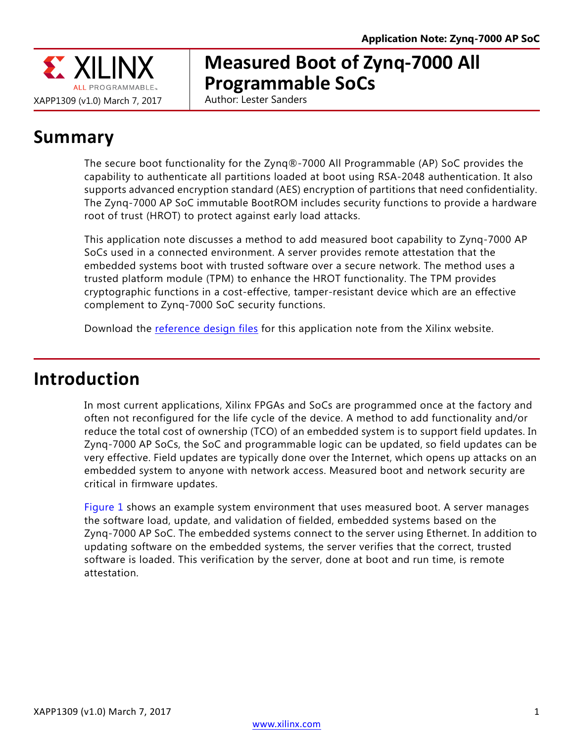# Measured Boot of Zynq-7000 All Programmable SoCs

XAPP1309 (v1.0) March 7, 2017

Author: Lester Sanders

## Summary

The secure boot functionality for the Zynq®-7000 All Programmable (AP) SoC provides the capability to authenticate all partitions loaded at boot using RSA-2048 authentication. It also supports advanced encryption standard (AES) encryption of partitions that need confidentiality. The Zynq-7000 AP SoC immutable BootROM includes security functions to provide a hardware root of trust (HROT) to protect against early load attacks.

This application note discusses a method to add measured boot capability to Zynq-7000 AP SoCs used in a connected environment. A server provides remote attestation that the embedded systems boot with trusted software over a secure network. The method uses a trusted platform module (TPM) to enhance the HROT functionality. The TPM provides cryptographic functions in a cost-effective, tamper-resistant device which are an effective complement to Zynq-7000 SoC security functions.

Download the reference design files for this application note from the Xilinx website.

## Introduction

In most current applications, Xilinx FPGAs and SoCs are programmed once at the factory and often not reconfigured for the life cycle of the device. A method to add functionality and/or reduce the total cost of ownership (TCO) of an embedded system is to support field updates. In Zynq-7000 AP SoCs, the SoC and programmable logic can be updated, so field updates can be very effective. Field updates are typically done over the Internet, which opens up attacks on an embedded system to anyone with network access. Measured boot and network security are critical in firmware updates.

Figure 1 shows an example system environment that uses measured boot. A server manages the software load, update, and validation of fielded, embedded systems based on the Zynq-7000 AP SoC. The embedded systems connect to the server using Ethernet. In addition to updating software on the embedded systems, the server verifies that the correct, trusted software is loaded. This verification by the server, done at boot and run time, is remote attestation.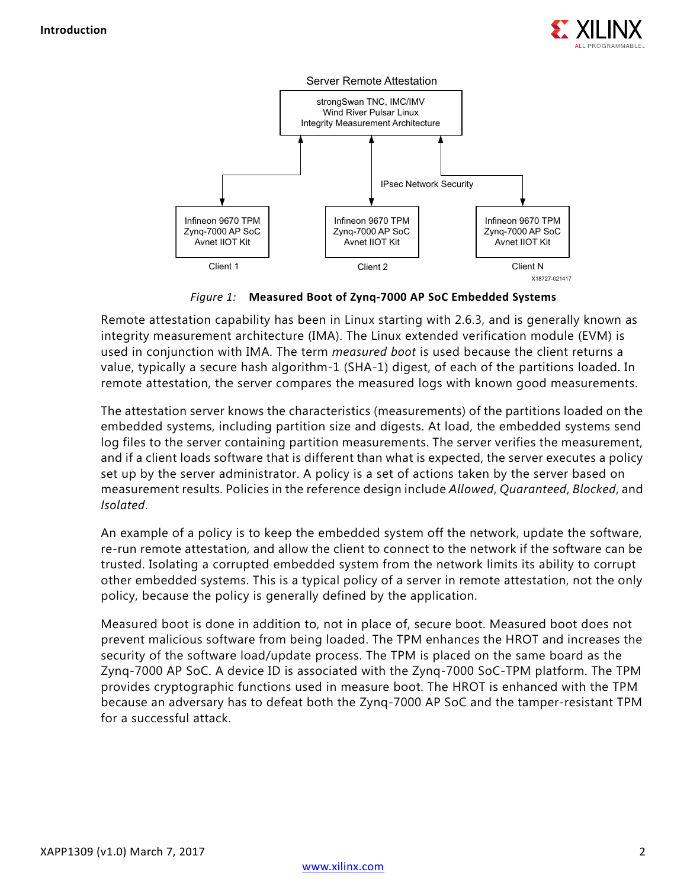Server Remote Attestation

strongSwan TNC, IMC/IMV
Wind River Pulsar Linux
Integrity Measurement Architecture

IPsec Network Security

| Client 1 | Client 2 | Client N |
|---|---|---|
| Infineon 9670 TPM<br>Zynq-7000 AP SoC<br>Avnet IIOT Kit | Infineon 9670 TPM<br>Zynq-7000 AP SoC<br>Avnet IIOT Kit | Infineon 9670 TPM<br>Zynq-7000 AP SoC<br>Avnet IIOT Kit |

X18727-021417

*Figure 1:* **Measured Boot of Zynq-7000 AP SoC Embedded Systems**

Remote attestation capability has been in Linux starting with 2.6.3, and is generally known as integrity measurement architecture (IMA). The Linux extended verification module (EVM) is used in conjunction with IMA. The term *measured boot* is used because the client returns a value, typically a secure hash algorithm-1 (SHA-1) digest, of each of the partitions loaded. In remote attestation, the server compares the measured logs with known good measurements.

The attestation server knows the characteristics (measurements) of the partitions loaded on the embedded systems, including partition size and digests. At load, the embedded systems send log files to the server containing partition measurements. The server verifies the measurement, and if a client loads software that is different than what is expected, the server executes a policy set up by the server administrator. A policy is a set of actions taken by the server based on measurement results. Policies in the reference design include *Allowed*, *Quaranteed*, *Blocked*, and *Isolated*.

An example of a policy is to keep the embedded system off the network, update the software, re-run remote attestation, and allow the client to connect to the network if the software can be trusted. Isolating a corrupted embedded system from the network limits its ability to corrupt other embedded systems. This is a typical policy of a server in remote attestation, not the only policy, because the policy is generally defined by the application.

Measured boot is done in addition to, not in place of, secure boot. Measured boot does not prevent malicious software from being loaded. The TPM enhances the HROT and increases the security of the software load/update process. The TPM is placed on the same board as the Zynq-7000 AP SoC. A device ID is associated with the Zynq-7000 SoC-TPM platform. The TPM provides cryptographic functions used in measure boot. The HROT is enhanced with the TPM because an adversary has to defeat both the Zynq-7000 AP SoC and the tamper-resistant TPM for a successful attack.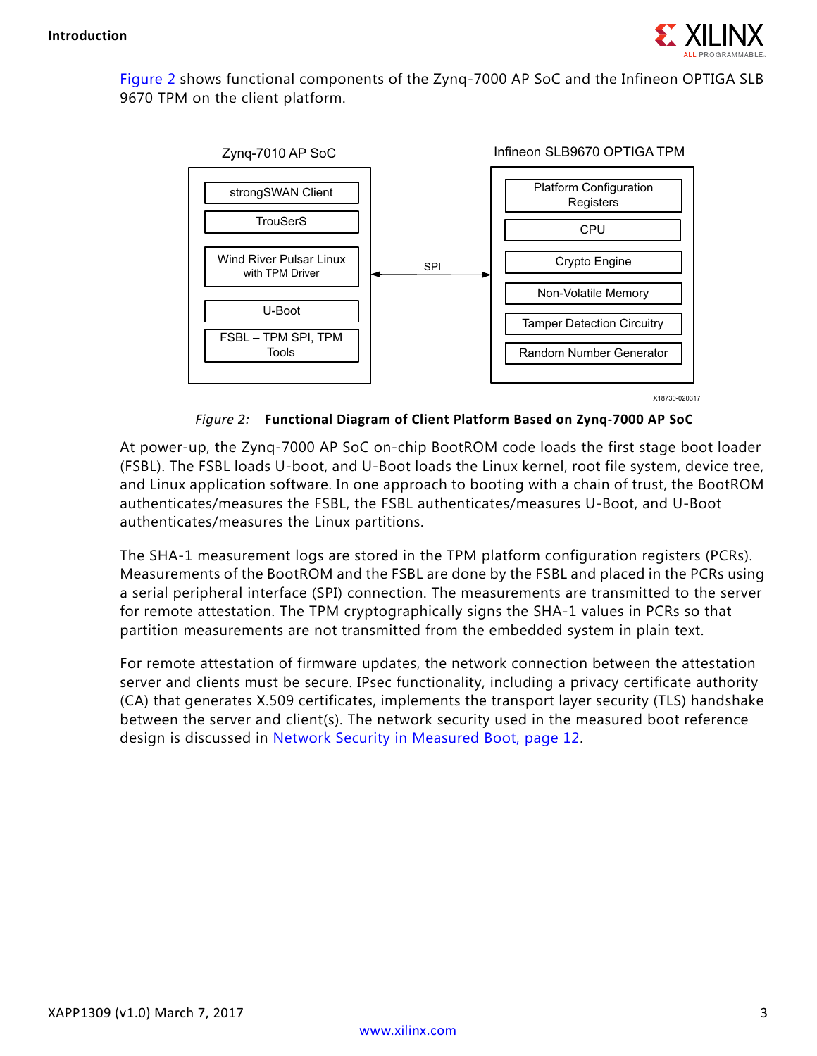Figure 2 shows functional components of the Zynq-7000 AP SoC and the Infineon OPTIGA SLB 9670 TPM on the client platform.

Figure 2: **Functional Diagram of Client Platform Based on Zynq-7000 AP SoC**

At power-up, the Zynq-7000 AP SoC on-chip BootROM code loads the first stage boot loader (FSBL). The FSBL loads U-boot, and U-Boot loads the Linux kernel, root file system, device tree, and Linux application software. In one approach to booting with a chain of trust, the BootROM authenticates/measures the FSBL, the FSBL authenticates/measures U-Boot, and U-Boot authenticates/measures the Linux partitions.

The SHA-1 measurement logs are stored in the TPM platform configuration registers (PCRs). Measurements of the BootROM and the FSBL are done by the FSBL and placed in the PCRs using a serial peripheral interface (SPI) connection. The measurements are transmitted to the server for remote attestation. The TPM cryptographically signs the SHA-1 values in PCRs so that partition measurements are not transmitted from the embedded system in plain text.

For remote attestation of firmware updates, the network connection between the attestation server and clients must be secure. IPsec functionality, including a privacy certificate authority (CA) that generates X.509 certificates, implements the transport layer security (TLS) handshake between the server and client(s). The network security used in the measured boot reference design is discussed in Network Security in Measured Boot, page 12.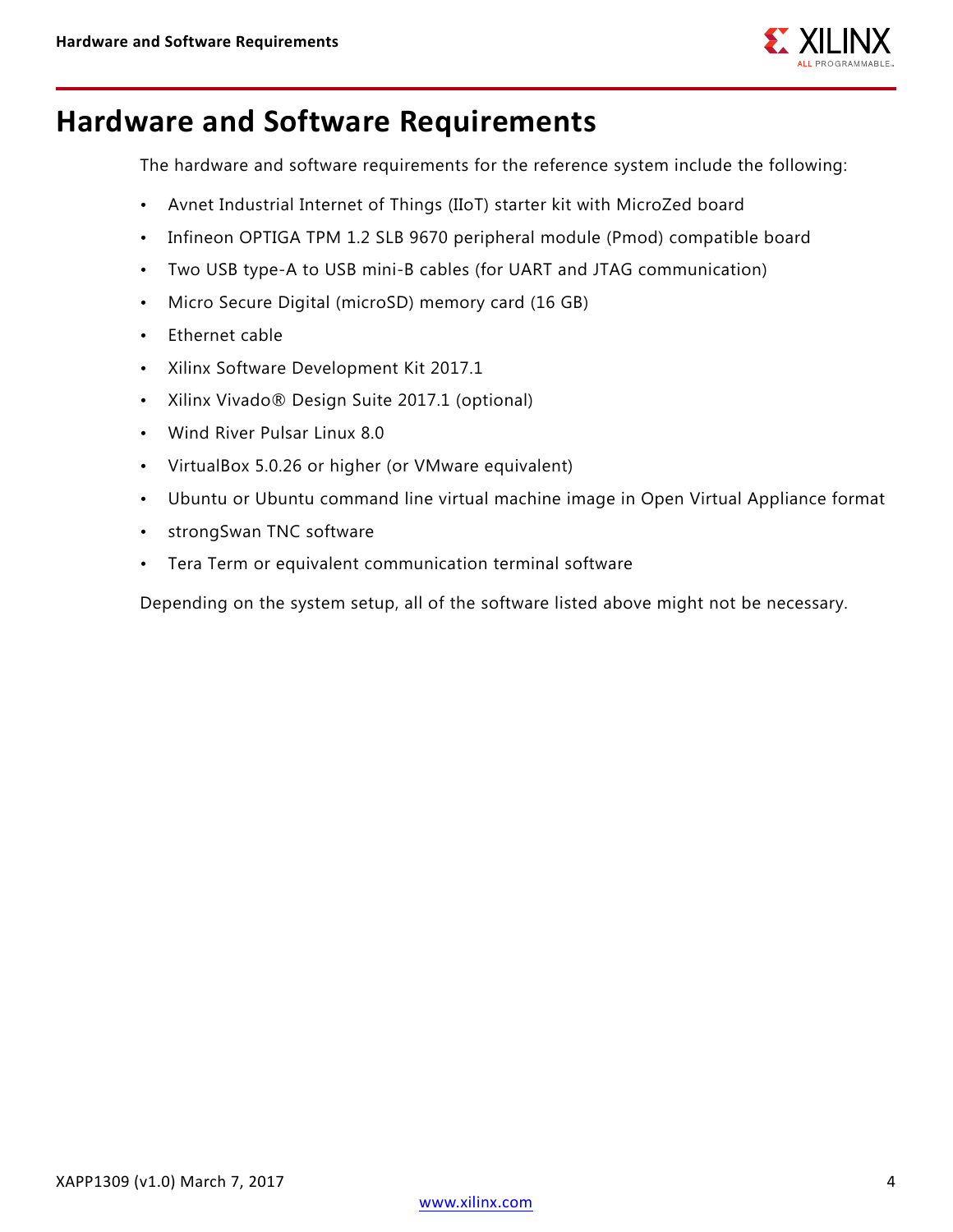# Hardware and Software Requirements

The hardware and software requirements for the reference system include the following:

- Avnet Industrial Internet of Things (IIoT) starter kit with MicroZed board
- Infineon OPTIGA TPM 1.2 SLB 9670 peripheral module (Pmod) compatible board
- Two USB type-A to USB mini-B cables (for UART and JTAG communication)
- Micro Secure Digital (microSD) memory card (16 GB)
- Ethernet cable
- Xilinx Software Development Kit 2017.1
- Xilinx Vivado® Design Suite 2017.1 (optional)
- Wind River Pulsar Linux 8.0
- VirtualBox 5.0.26 or higher (or VMware equivalent)
- Ubuntu or Ubuntu command line virtual machine image in Open Virtual Appliance format
- strongSwan TNC software
- Tera Term or equivalent communication terminal software

Depending on the system setup, all of the software listed above might not be necessary.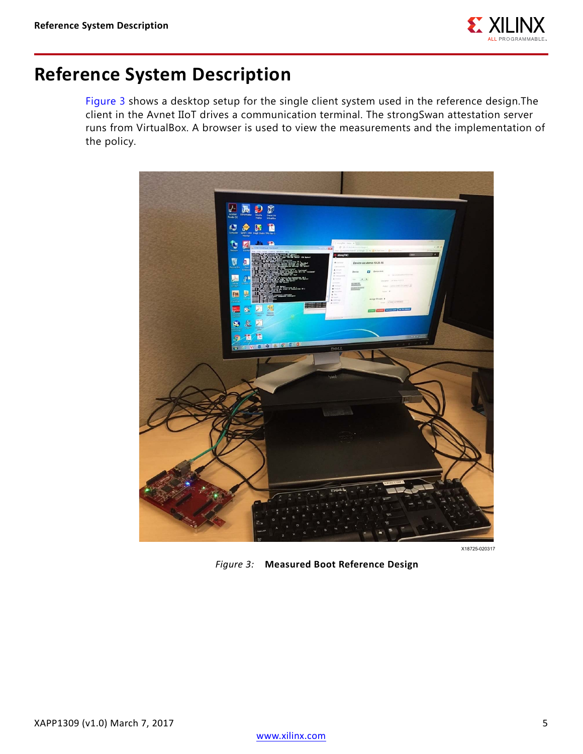# Reference System Description

Figure 3 shows a desktop setup for the single client system used in the reference design.The client in the Avnet IIoT drives a communication terminal. The strongSwan attestation server runs from VirtualBox. A browser is used to view the measurements and the implementation of the policy.

X18725-020317

*Figure 3:* **Measured Boot Reference Design**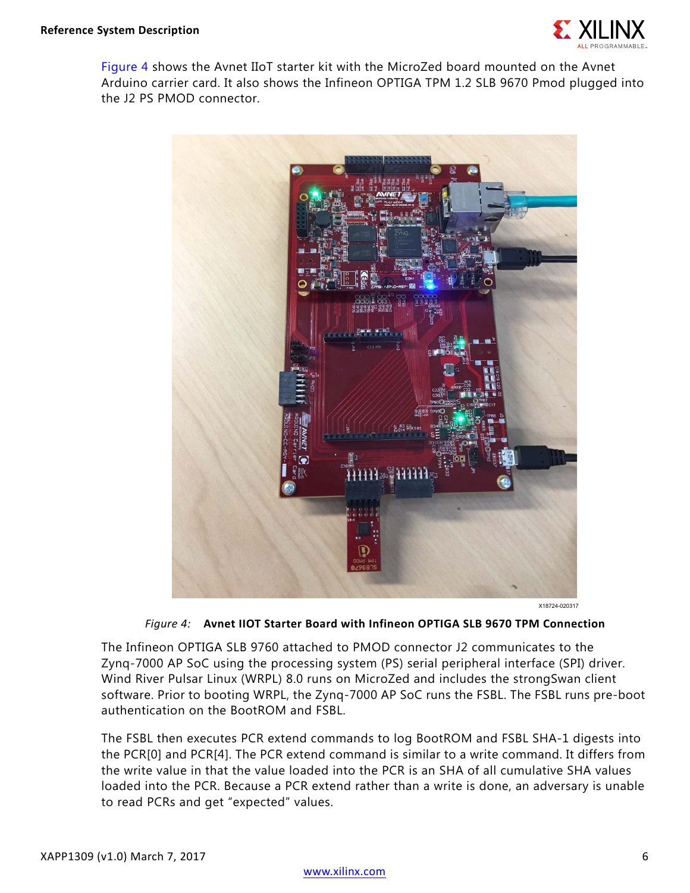Figure 4 shows the Avnet IIoT starter kit with the MicroZed board mounted on the Avnet Arduino carrier card. It also shows the Infineon OPTIGA TPM 1.2 SLB 9670 Pmod plugged into the J2 PS PMOD connector.

X18724-020317

*Figure 4:* **Avnet IIOT Starter Board with Infineon OPTIGA SLB 9670 TPM Connection**

The Infineon OPTIGA SLB 9760 attached to PMOD connector J2 communicates to the Zynq-7000 AP SoC using the processing system (PS) serial peripheral interface (SPI) driver. Wind River Pulsar Linux (WRPL) 8.0 runs on MicroZed and includes the strongSwan client software. Prior to booting WRPL, the Zynq-7000 AP SoC runs the FSBL. The FSBL runs pre-boot authentication on the BootROM and FSBL.

The FSBL then executes PCR extend commands to log BootROM and FSBL SHA-1 digests into the PCR[0] and PCR[4]. The PCR extend command is similar to a write command. It differs from the write value in that the value loaded into the PCR is an SHA of all cumulative SHA values loaded into the PCR. Because a PCR extend rather than a write is done, an adversary is unable to read PCRs and get "expected" values.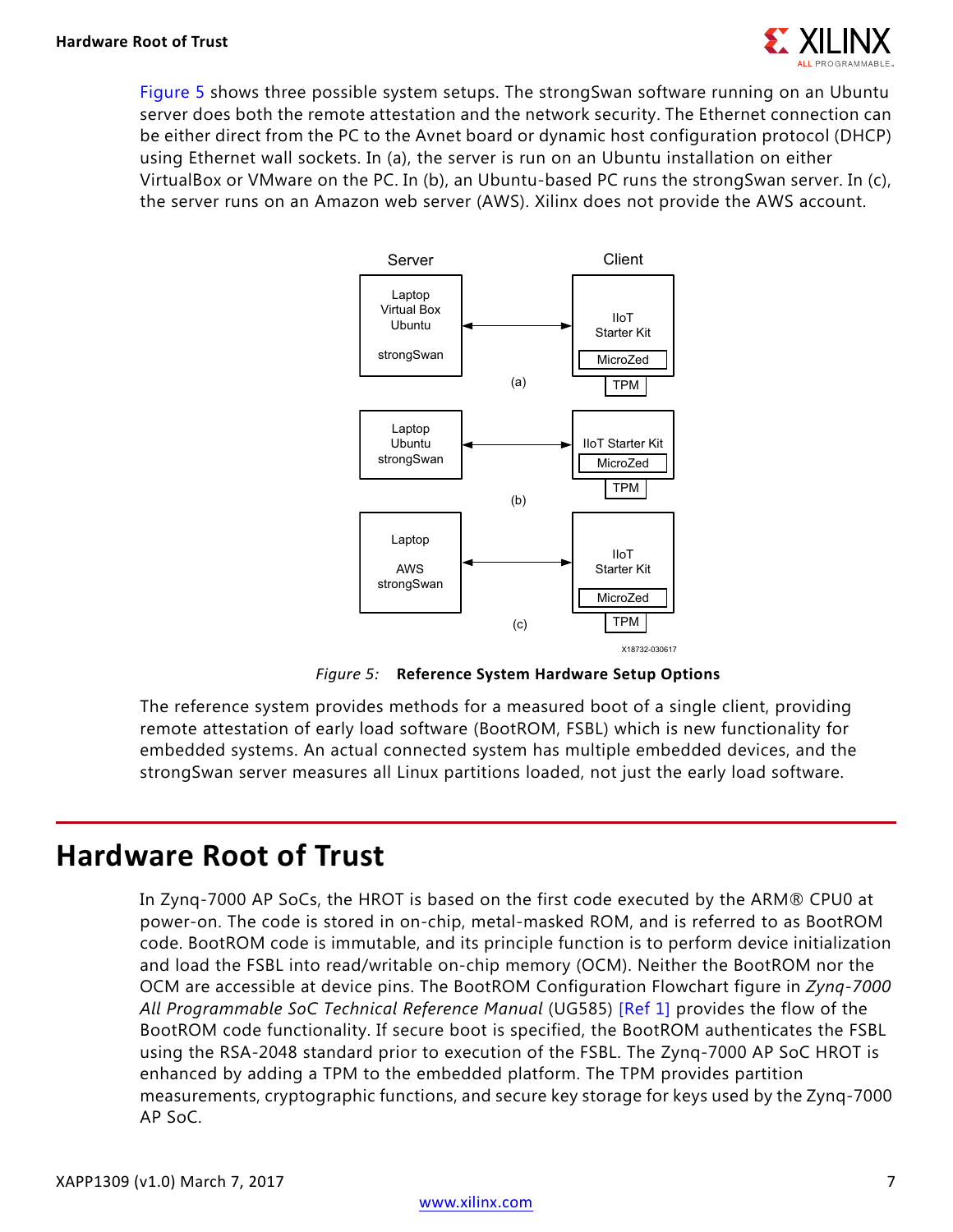Figure 5 shows three possible system setups. The strongSwan software running on an Ubuntu server does both the remote attestation and the network security. The Ethernet connection can be either direct from the PC to the Avnet board or dynamic host configuration protocol (DHCP) using Ethernet wall sockets. In (a), the server is run on an Ubuntu installation on either VirtualBox or VMware on the PC. In (b), an Ubuntu-based PC runs the strongSwan server. In (c), the server runs on an Amazon web server (AWS). Xilinx does not provide the AWS account.

*Figure 5:* **Reference System Hardware Setup Options**

The reference system provides methods for a measured boot of a single client, providing remote attestation of early load software (BootROM, FSBL) which is new functionality for embedded systems. An actual connected system has multiple embedded devices, and the strongSwan server measures all Linux partitions loaded, not just the early load software.

# Hardware Root of Trust

In Zynq-7000 AP SoCs, the HROT is based on the first code executed by the ARM® CPU0 at power-on. The code is stored in on-chip, metal-masked ROM, and is referred to as BootROM code. BootROM code is immutable, and its principle function is to perform device initialization and load the FSBL into read/writable on-chip memory (OCM). Neither the BootROM nor the OCM are accessible at device pins. The BootROM Configuration Flowchart figure in *Zynq-7000 All Programmable SoC Technical Reference Manual* (UG585) [Ref 1] provides the flow of the BootROM code functionality. If secure boot is specified, the BootROM authenticates the FSBL using the RSA-2048 standard prior to execution of the FSBL. The Zynq-7000 AP SoC HROT is enhanced by adding a TPM to the embedded platform. The TPM provides partition measurements, cryptographic functions, and secure key storage for keys used by the Zynq-7000 AP SoC.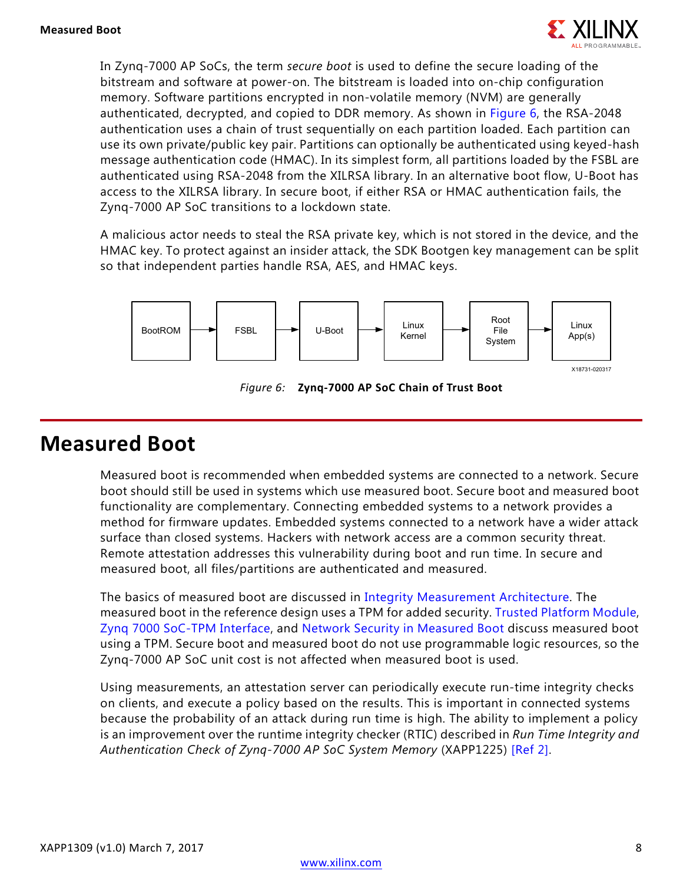In Zynq-7000 AP SoCs, the term *secure boot* is used to define the secure loading of the bitstream and software at power-on. The bitstream is loaded into on-chip configuration memory. Software partitions encrypted in non-volatile memory (NVM) are generally authenticated, decrypted, and copied to DDR memory. As shown in Figure 6, the RSA-2048 authentication uses a chain of trust sequentially on each partition loaded. Each partition can use its own private/public key pair. Partitions can optionally be authenticated using keyed-hash message authentication code (HMAC). In its simplest form, all partitions loaded by the FSBL are authenticated using RSA-2048 from the XILRSA library. In an alternative boot flow, U-Boot has access to the XILRSA library. In secure boot, if either RSA or HMAC authentication fails, the Zynq-7000 AP SoC transitions to a lockdown state.

A malicious actor needs to steal the RSA private key, which is not stored in the device, and the HMAC key. To protect against an insider attack, the SDK Bootgen key management can be split so that independent parties handle RSA, AES, and HMAC keys.

BootROM → FSBL → U-Boot → Linux Kernel → Root File System → Linux App(s)

X18731-020317

*Figure 6:* **Zynq-7000 AP SoC Chain of Trust Boot**

# Measured Boot

Measured boot is recommended when embedded systems are connected to a network. Secure boot should still be used in systems which use measured boot. Secure boot and measured boot functionality are complementary. Connecting embedded systems to a network provides a method for firmware updates. Embedded systems connected to a network have a wider attack surface than closed systems. Hackers with network access are a common security threat. Remote attestation addresses this vulnerability during boot and run time. In secure and measured boot, all files/partitions are authenticated and measured.

The basics of measured boot are discussed in Integrity Measurement Architecture. The measured boot in the reference design uses a TPM for added security. Trusted Platform Module, Zynq 7000 SoC-TPM Interface, and Network Security in Measured Boot discuss measured boot using a TPM. Secure boot and measured boot do not use programmable logic resources, so the Zynq-7000 AP SoC unit cost is not affected when measured boot is used.

Using measurements, an attestation server can periodically execute run-time integrity checks on clients, and execute a policy based on the results. This is important in connected systems because the probability of an attack during run time is high. The ability to implement a policy is an improvement over the runtime integrity checker (RTIC) described in *Run Time Integrity and Authentication Check of Zynq-7000 AP SoC System Memory* (XAPP1225) [Ref 2].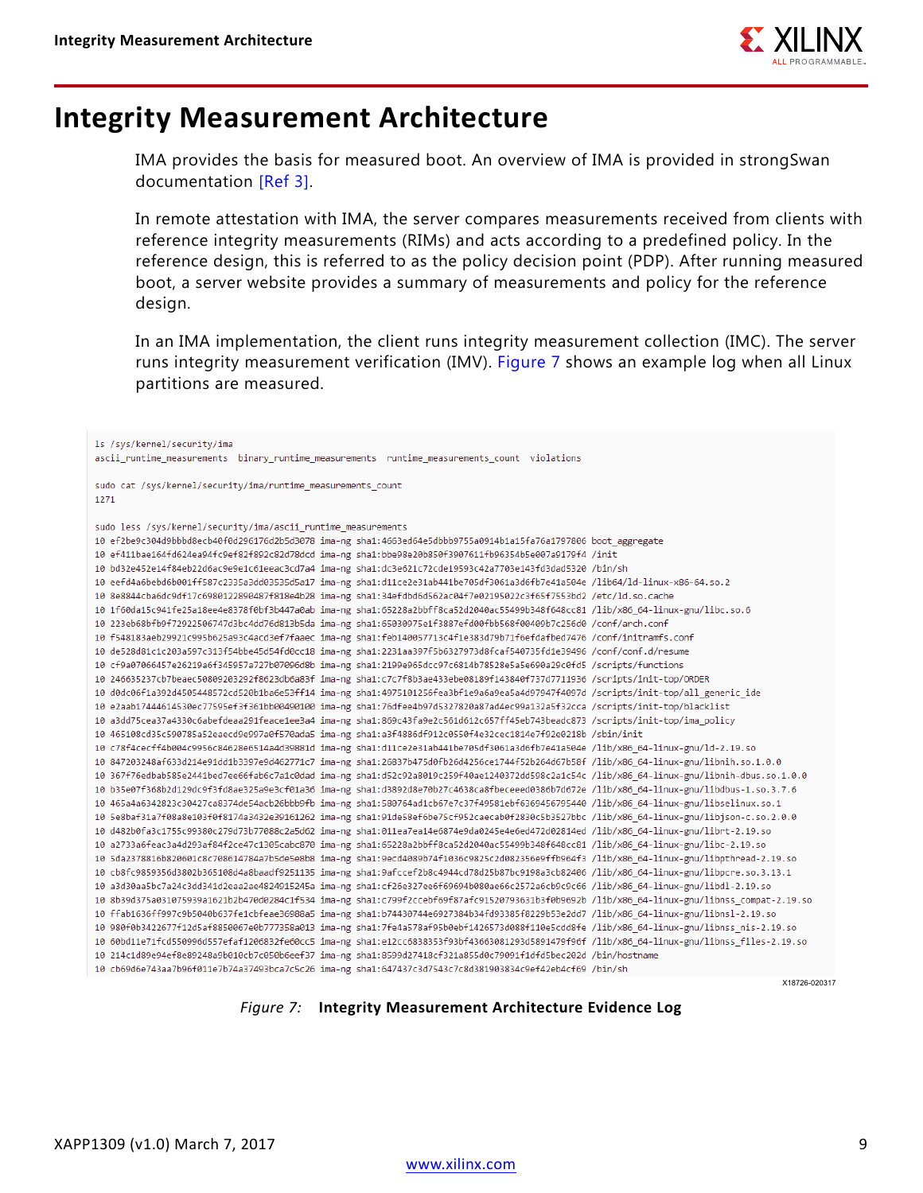# Integrity Measurement Architecture

IMA provides the basis for measured boot. An overview of IMA is provided in strongSwan documentation [Ref 3].

In remote attestation with IMA, the server compares measurements received from clients with reference integrity measurements (RIMs) and acts according to a predefined policy. In the reference design, this is referred to as the policy decision point (PDP). After running measured boot, a server website provides a summary of measurements and policy for the reference design.

In an IMA implementation, the client runs integrity measurement collection (IMC). The server runs integrity measurement verification (IMV). Figure 7 shows an example log when all Linux partitions are measured.

```
ls /sys/kernel/security/ima
ascii_runtime_measurements  binary_runtime_measurements  runtime_measurements_count  violations

sudo cat /sys/kernel/security/ima/runtime_measurements_count
1271

sudo less /sys/kernel/security/ima/ascii_runtime_measurements
10 ef2be9c304d9bbbd8ecb40f0d296176d2b5d3078 ima-ng sha1:4663ed64e5dbbb9755a0914b1a15fa76a1797806 boot_aggregate
10 ef411bae164fd624ea94fc9ef82f892c82d78dcd ima-ng sha1:bbe98e20b850f3907611fb96354b5e007a9179f4 /init
10 bd32e452e14f84eb22d6ac9e9e1c61eeac3cd7a4 ima-ng sha1:dc3e621c72cde19593c42a7703e143fd3dad5320 /bin/sh
10 eefd4a6bebd6b001ff587c2335a3dd03535d5a17 ima-ng sha1:d11ce2e31ab441be705df3061a3d6fb7e41a504e /lib64/ld-linux-x86-64.so.2
10 8e8844cba6dc9df17c6980122890487f818e4b28 ima-ng sha1:34efdbd6d562ac04f7e02195022c3f65f7553bd2 /etc/ld.so.cache
10 1f60da15c941fe25a18ee4e8378f0bf3b447a0ab ima-ng sha1:65228a2bbff8ca52d2040ac55499b348f648cc81 /lib/x86_64-linux-gnu/libc.so.6
10 223eb68bfb9f72922506747d3bc4dd76d813b5da ima-ng sha1:65030975e1f3887efd00fbb568f00409b7c256d0 /conf/arch.conf
10 f548183aeb29921c995b625a93c4acd3ef7faaec ima-ng sha1:feb140057713c4f1e383d79b71f6efdafbed7476 /conf/initramfs.conf
10 de528d81c1c203a597c313f54bbe45d54fd0cc18 ima-ng sha1:2231aa397f5b6327973d8fcaf540735fd1e39496 /conf/conf.d/resume
10 cf9a07066457e26219a6f345957a727b07096d8b ima-ng sha1:2199e965dcc97c6814b78528e5a5e690a29c0fd5 /scripts/functions
10 246635237cb7beaec50809203292f8623db6a83f ima-ng sha1:c7c7f8b3ae433ebe08189f143840f737d7711936 /scripts/init-top/ORDER
10 d0dc06f1a392d4505448572cd520b1ba6e53ff14 ima-ng sha1:4975101256fea3bf1e9a6a9ea5a4d97947f4097d /scripts/init-top/all_generic_ide
10 e2aab17444614530ec77595ef3f361bb00490100 ima-ng sha1:76dfee4b97d5327820a87ad4ec99a132a5f32cca /scripts/init-top/blacklist
10 a3dd75cea37a4330c6abefdeaa291feace1ee3a4 ima-ng sha1:869c43fa9e2c561d612c657ff45eb743beadc873 /scripts/init-top/ima_policy
10 465108cd35c590785a52eaecd9e997a0f570ada5 ima-ng sha1:a3f4886df912c0550f4e32cec1814e7f92e0218b /sbin/init
10 c78f4cecff4b004c9956c84628e6514a4d39881d ima-ng sha1:d11ce2e31ab441be705df3061a3d6fb7e41a504e /lib/x86_64-linux-gnu/ld-2.19.so
10 847203248af633d214e91dd1b3397e9d462771c7 ima-ng sha1:26837b475d0fb26d4256ce1744f52b264d67b58f /lib/x86_64-linux-gnu/libnih.so.1.0.0
10 367f76edbab585e2441bed7ee66fab6c7a1c0dad ima-ng sha1:d52c92a8019c259f40ae1240372dd598c2a1c54c /lib/x86_64-linux-gnu/libnih-dbus.so.1.0.0
10 b35e07f368b2d129dc9f3fd8ae325a9e3cf01a36 ima-ng sha1:d3892d8e70b27c4638ca8fbeceeed0386b7d672e /lib/x86_64-linux-gnu/libdbus-1.so.3.7.6
10 465a4a6342823c30427ca8374de54acb26bbb0fb ima-ng sha1:580764ad1cb67e7c37f49581ebf6369456795440 /lib/x86_64-linux-gnu/libselinux.so.1
10 5e8baf31a7f08a8e103f0f8174a3432e39161262 ima-ng sha1:91de58ef6be75cf952caecab0f2830c5b3527bbc /lib/x86_64-linux-gnu/libjson-c.so.2.0.0
10 d482b0fa3c1755c99380c279d73b77088c2a5d62 ima-ng sha1:011ea7ea14e6874e9da0245e4e6ed472d02814ed /lib/x86_64-linux-gnu/librt-2.19.so
10 a2733a6feac3a4d293af84f2ce47c1305cabc870 ima-ng sha1:65228a2bbff8ca52d2040ac55499b348f648cc81 /lib/x86_64-linux-gnu/libc-2.19.so
10 5da2378816b820601c8c708614784a7b5de5e8b8 ima-ng sha1:9acd4089b74f1036c9825c2d082356e9ffb964f3 /lib/x86_64-linux-gnu/libpthread-2.19.so
10 cb8fc9859356d3802b365108d4a8baadf9251135 ima-ng sha1:9afccef2b8c4944cd78d25b87bc9198a3cb82406 /lib/x86_64-linux-gnu/libpcre.so.3.13.1
10 a3d30aa5bc7a24c3dd341d2eaa2ae4824915245a ima-ng sha1:cf26e327ee6f69694b080ae66c2572a6cb9c0c66 /lib/x86_64-linux-gnu/libdl-2.19.so
10 8b39d375a031075939a1621b2b470d0284c1f534 ima-ng sha1:c799f2cceb f69f87afc91520793631b3f0b9692b /lib/x86_64-linux-gnu/libnss_compat-2.19.so
10 ffab1636ff997c9b5040b637fe1cbfeae36988a5 ima-ng sha1:b74430744e6927384b34fd93385f8229b53e2dd7 /lib/x86_64-linux-gnu/libnsl-2.19.so
10 980f0b3422677f12d5af8850067e0b777358a013 ima-ng sha1:7fe4a578af95b0ebf1426573d088f110e5cdd8fe /lib/x86_64-linux-gnu/libnss_nis-2.19.so
10 60bd11e71fcd550996d557efaf1206832fe60cc5 ima-ng sha1:e12cc6838353f93bf43663081293d5891479f96f /lib/x86_64-linux-gnu/libnss_files-2.19.so
10 214c1d89e94ef8e89248a9b010cb7c050b6eef37 ima-ng sha1:8599d27418cf321a855d0c79091f1dfd5bec202d /bin/hostname
10 cb69d6e743aa7b96f011e7b74a37493bca7c5c26 ima-ng sha1:647437c3d7543c7c8d381903834c9ef42eb4cf69 /bin/sh
```

X18726-020317

*Figure 7:* **Integrity Measurement Architecture Evidence Log**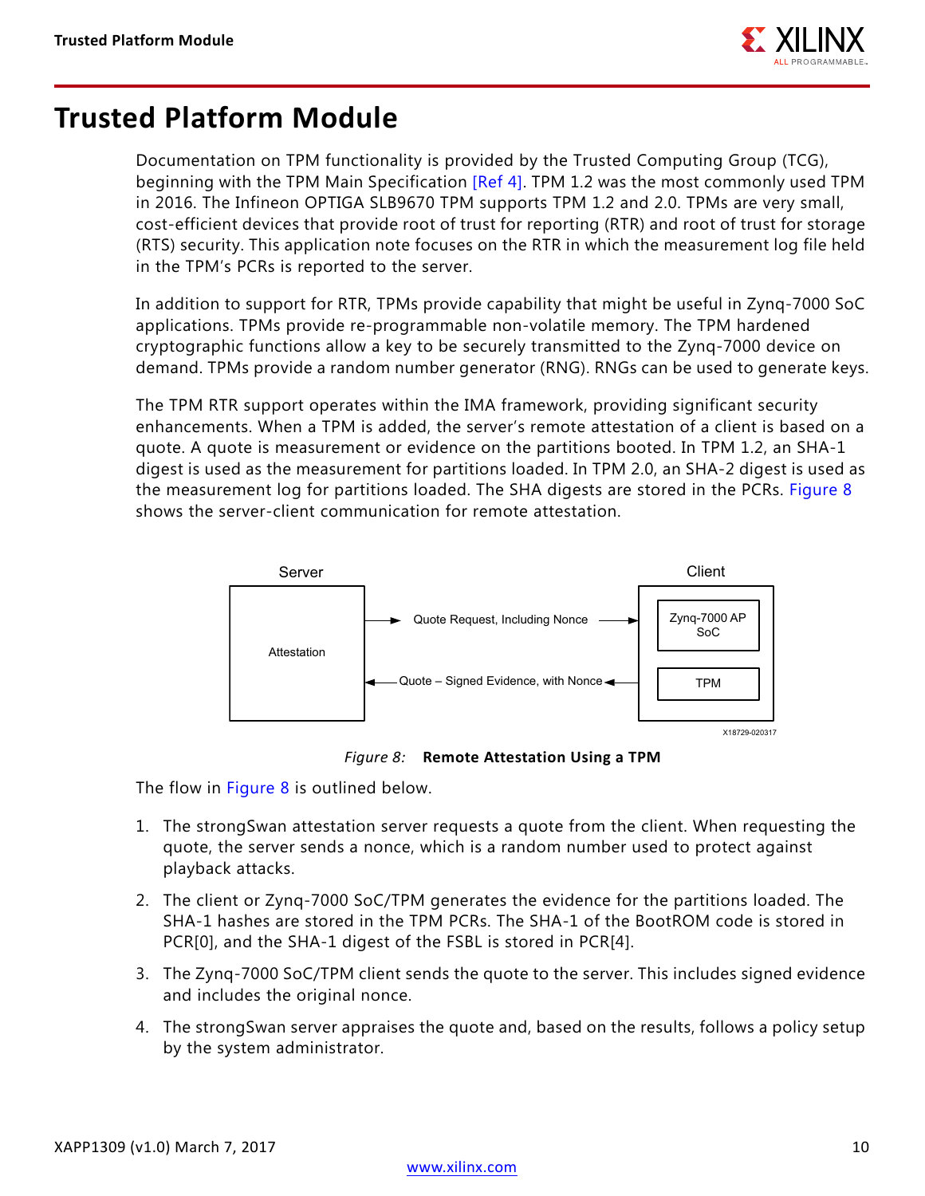# Trusted Platform Module

Documentation on TPM functionality is provided by the Trusted Computing Group (TCG), beginning with the TPM Main Specification [Ref 4]. TPM 1.2 was the most commonly used TPM in 2016. The Infineon OPTIGA SLB9670 TPM supports TPM 1.2 and 2.0. TPMs are very small, cost-efficient devices that provide root of trust for reporting (RTR) and root of trust for storage (RTS) security. This application note focuses on the RTR in which the measurement log file held in the TPM's PCRs is reported to the server.

In addition to support for RTR, TPMs provide capability that might be useful in Zynq-7000 SoC applications. TPMs provide re-programmable non-volatile memory. The TPM hardened cryptographic functions allow a key to be securely transmitted to the Zynq-7000 device on demand. TPMs provide a random number generator (RNG). RNGs can be used to generate keys.

The TPM RTR support operates within the IMA framework, providing significant security enhancements. When a TPM is added, the server's remote attestation of a client is based on a quote. A quote is measurement or evidence on the partitions booted. In TPM 1.2, an SHA-1 digest is used as the measurement for partitions loaded. In TPM 2.0, an SHA-2 digest is used as the measurement log for partitions loaded. The SHA digests are stored in the PCRs. Figure 8 shows the server-client communication for remote attestation.

Server | Attestation | Quote Request, Including Nonce → | ← Quote – Signed Evidence, with Nonce | Client | Zynq-7000 AP SoC | TPM

X18729-020317

*Figure 8:* **Remote Attestation Using a TPM**

The flow in Figure 8 is outlined below.

1. The strongSwan attestation server requests a quote from the client. When requesting the quote, the server sends a nonce, which is a random number used to protect against playback attacks.
2. The client or Zynq-7000 SoC/TPM generates the evidence for the partitions loaded. The SHA-1 hashes are stored in the TPM PCRs. The SHA-1 of the BootROM code is stored in PCR[0], and the SHA-1 digest of the FSBL is stored in PCR[4].
3. The Zynq-7000 SoC/TPM client sends the quote to the server. This includes signed evidence and includes the original nonce.
4. The strongSwan server appraises the quote and, based on the results, follows a policy setup by the system administrator.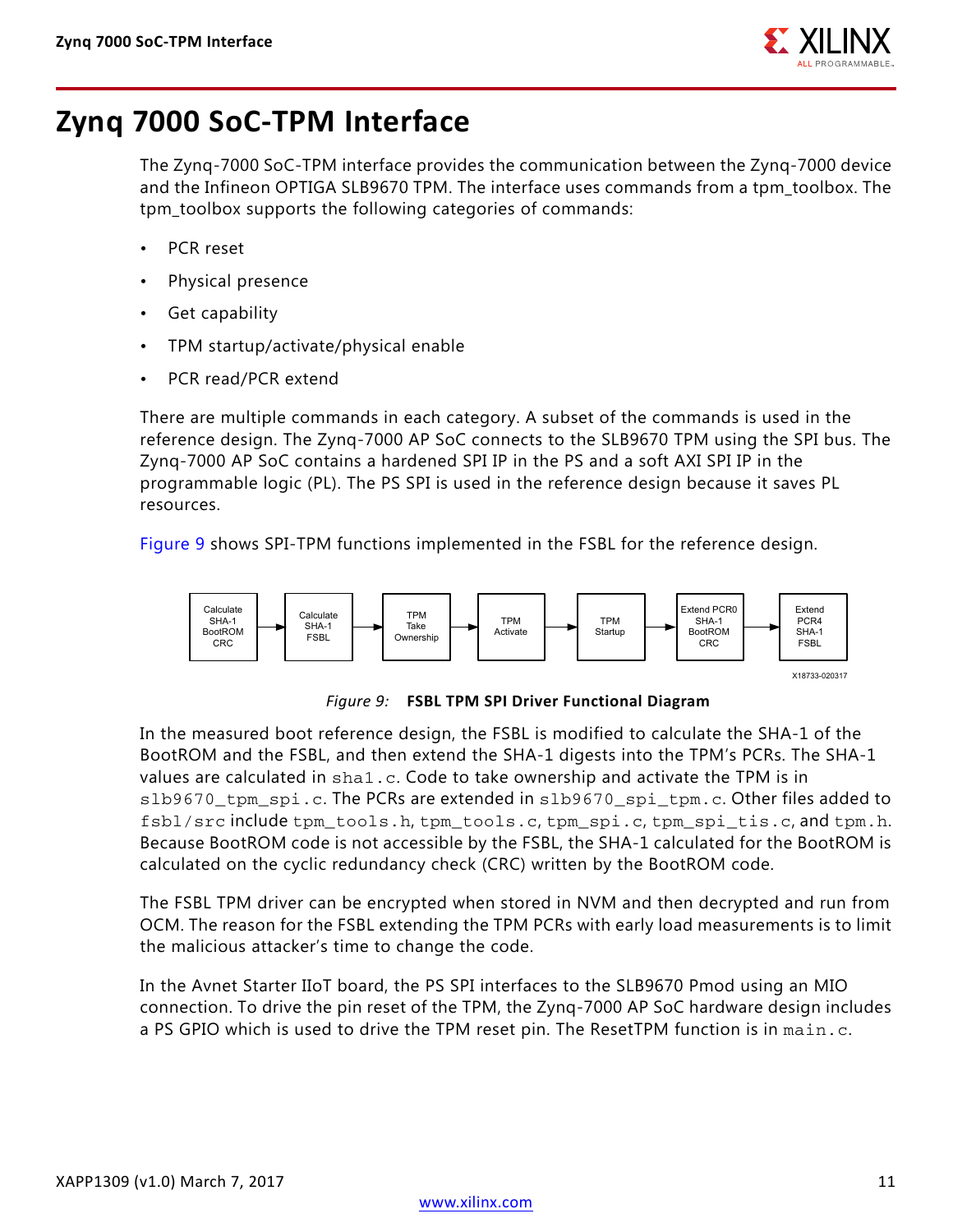# Zynq 7000 SoC-TPM Interface

The Zynq-7000 SoC-TPM interface provides the communication between the Zynq-7000 device and the Infineon OPTIGA SLB9670 TPM. The interface uses commands from a tpm_toolbox. The tpm_toolbox supports the following categories of commands:

- PCR reset
- Physical presence
- Get capability
- TPM startup/activate/physical enable
- PCR read/PCR extend

There are multiple commands in each category. A subset of the commands is used in the reference design. The Zynq-7000 AP SoC connects to the SLB9670 TPM using the SPI bus. The Zynq-7000 AP SoC contains a hardened SPI IP in the PS and a soft AXI SPI IP in the programmable logic (PL). The PS SPI is used in the reference design because it saves PL resources.

Figure 9 shows SPI-TPM functions implemented in the FSBL for the reference design.

Calculate SHA-1 BootROM CRC → Calculate SHA-1 FSBL → TPM Take Ownership → TPM Activate → TPM Startup → Extend PCR0 SHA-1 BootROM CRC → Extend PCR4 SHA-1 FSBL

X18733-020317

*Figure 9:* **FSBL TPM SPI Driver Functional Diagram**

In the measured boot reference design, the FSBL is modified to calculate the SHA-1 of the BootROM and the FSBL, and then extend the SHA-1 digests into the TPM's PCRs. The SHA-1 values are calculated in `sha1.c`. Code to take ownership and activate the TPM is in `slb9670_tpm_spi.c`. The PCRs are extended in `slb9670_spi_tpm.c`. Other files added to `fsbl/src` include `tpm_tools.h`, `tpm_tools.c`, `tpm_spi.c`, `tpm_spi_tis.c`, and `tpm.h`. Because BootROM code is not accessible by the FSBL, the SHA-1 calculated for the BootROM is calculated on the cyclic redundancy check (CRC) written by the BootROM code.

The FSBL TPM driver can be encrypted when stored in NVM and then decrypted and run from OCM. The reason for the FSBL extending the TPM PCRs with early load measurements is to limit the malicious attacker's time to change the code.

In the Avnet Starter IIoT board, the PS SPI interfaces to the SLB9670 Pmod using an MIO connection. To drive the pin reset of the TPM, the Zynq-7000 AP SoC hardware design includes a PS GPIO which is used to drive the TPM reset pin. The ResetTPM function is in `main.c`.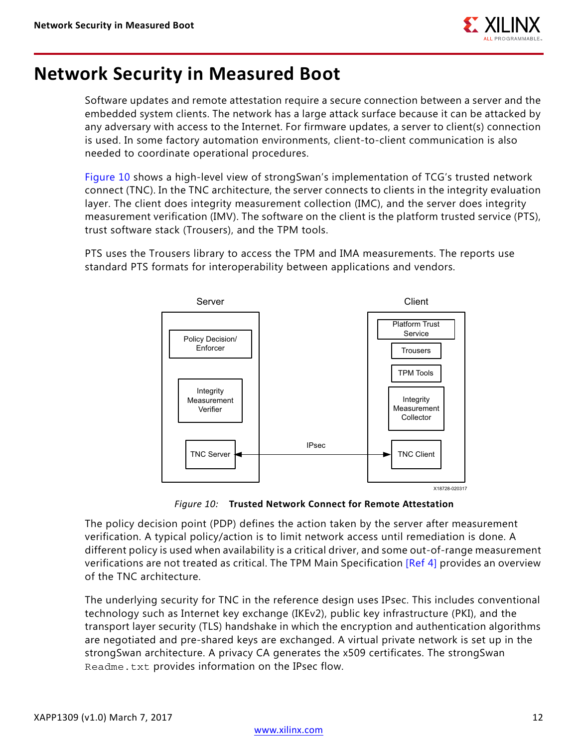# Network Security in Measured Boot

Software updates and remote attestation require a secure connection between a server and the embedded system clients. The network has a large attack surface because it can be attacked by any adversary with access to the Internet. For firmware updates, a server to client(s) connection is used. In some factory automation environments, client-to-client communication is also needed to coordinate operational procedures.

Figure 10 shows a high-level view of strongSwan's implementation of TCG's trusted network connect (TNC). In the TNC architecture, the server connects to clients in the integrity evaluation layer. The client does integrity measurement collection (IMC), and the server does integrity measurement verification (IMV). The software on the client is the platform trusted service (PTS), trust software stack (Trousers), and the TPM tools.

PTS uses the Trousers library to access the TPM and IMA measurements. The reports use standard PTS formats for interoperability between applications and vendors.

*Figure 10:* **Trusted Network Connect for Remote Attestation**

The policy decision point (PDP) defines the action taken by the server after measurement verification. A typical policy/action is to limit network access until remediation is done. A different policy is used when availability is a critical driver, and some out-of-range measurement verifications are not treated as critical. The TPM Main Specification [Ref 4] provides an overview of the TNC architecture.

The underlying security for TNC in the reference design uses IPsec. This includes conventional technology such as Internet key exchange (IKEv2), public key infrastructure (PKI), and the transport layer security (TLS) handshake in which the encryption and authentication algorithms are negotiated and pre-shared keys are exchanged. A virtual private network is set up in the strongSwan architecture. A privacy CA generates the x509 certificates. The strongSwan `Readme.txt` provides information on the IPsec flow.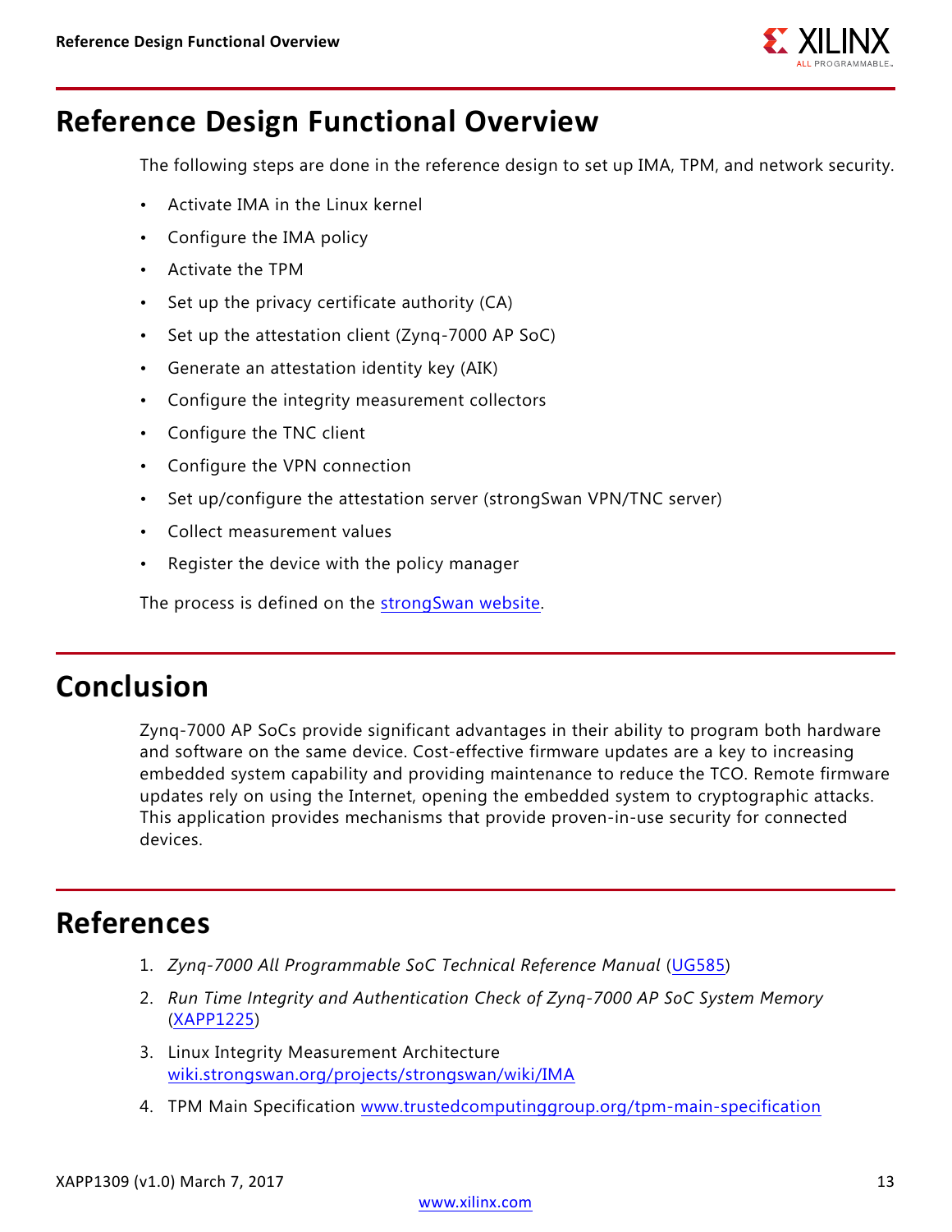# Reference Design Functional Overview

The following steps are done in the reference design to set up IMA, TPM, and network security.

- Activate IMA in the Linux kernel
- Configure the IMA policy
- Activate the TPM
- Set up the privacy certificate authority (CA)
- Set up the attestation client (Zynq-7000 AP SoC)
- Generate an attestation identity key (AIK)
- Configure the integrity measurement collectors
- Configure the TNC client
- Configure the VPN connection
- Set up/configure the attestation server (strongSwan VPN/TNC server)
- Collect measurement values
- Register the device with the policy manager

The process is defined on the strongSwan website.

# Conclusion

Zynq-7000 AP SoCs provide significant advantages in their ability to program both hardware and software on the same device. Cost-effective firmware updates are a key to increasing embedded system capability and providing maintenance to reduce the TCO. Remote firmware updates rely on using the Internet, opening the embedded system to cryptographic attacks. This application provides mechanisms that provide proven-in-use security for connected devices.

# References

1. *Zynq-7000 All Programmable SoC Technical Reference Manual* (UG585)
2. *Run Time Integrity and Authentication Check of Zynq-7000 AP SoC System Memory* (XAPP1225)
3. Linux Integrity Measurement Architecture wiki.strongswan.org/projects/strongswan/wiki/IMA
4. TPM Main Specification www.trustedcomputinggroup.org/tpm-main-specification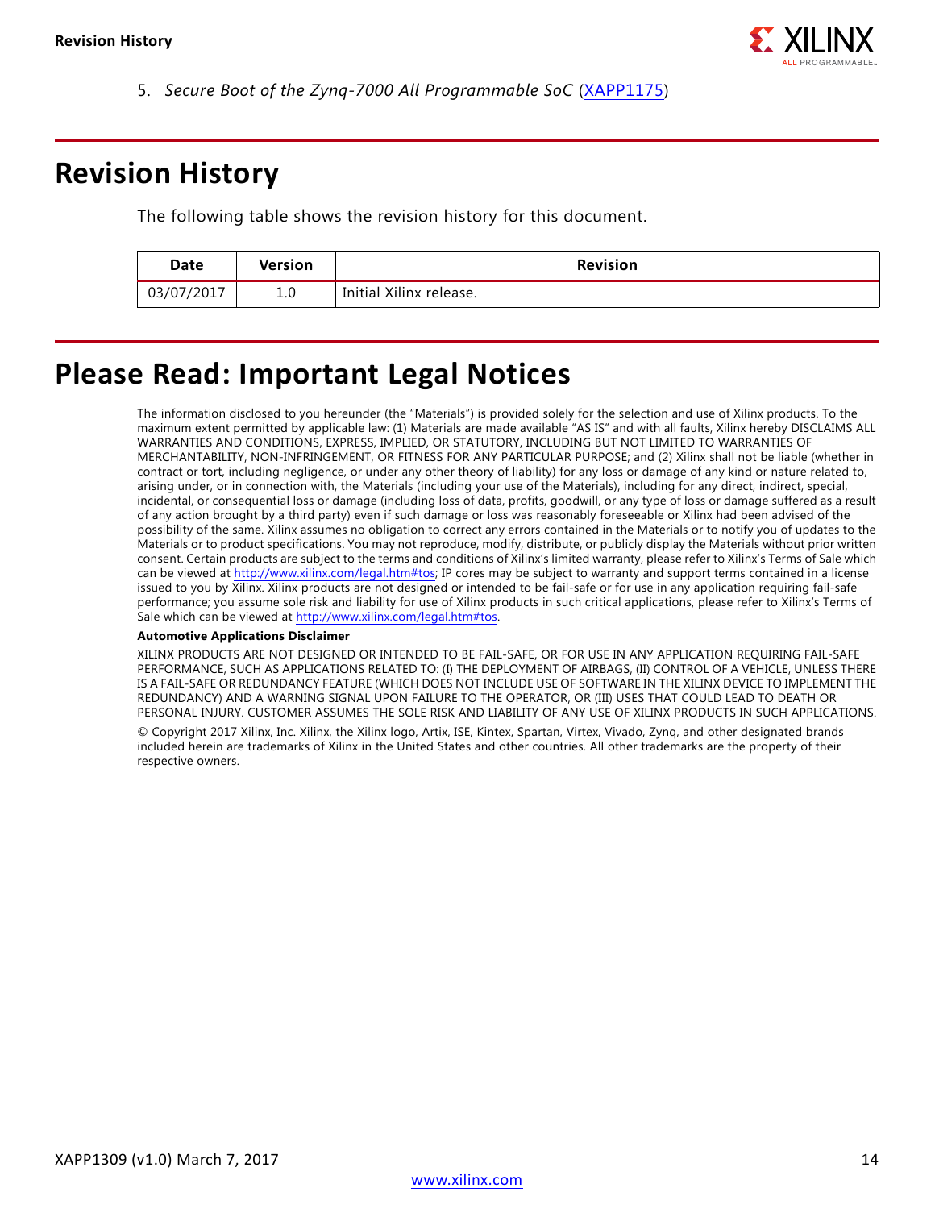5. *Secure Boot of the Zynq-7000 All Programmable SoC* (XAPP1175)

# Revision History

The following table shows the revision history for this document.

| Date | Version | Revision |
|---|---|---|
| 03/07/2017 | 1.0 | Initial Xilinx release. |

# Please Read: Important Legal Notices

The information disclosed to you hereunder (the "Materials") is provided solely for the selection and use of Xilinx products. To the maximum extent permitted by applicable law: (1) Materials are made available "AS IS" and with all faults, Xilinx hereby DISCLAIMS ALL WARRANTIES AND CONDITIONS, EXPRESS, IMPLIED, OR STATUTORY, INCLUDING BUT NOT LIMITED TO WARRANTIES OF MERCHANTABILITY, NON-INFRINGEMENT, OR FITNESS FOR ANY PARTICULAR PURPOSE; and (2) Xilinx shall not be liable (whether in contract or tort, including negligence, or under any other theory of liability) for any loss or damage of any kind or nature related to, arising under, or in connection with, the Materials (including your use of the Materials), including for any direct, indirect, special, incidental, or consequential loss or damage (including loss of data, profits, goodwill, or any type of loss or damage suffered as a result of any action brought by a third party) even if such damage or loss was reasonably foreseeable or Xilinx had been advised of the possibility of the same. Xilinx assumes no obligation to correct any errors contained in the Materials or to notify you of updates to the Materials or to product specifications. You may not reproduce, modify, distribute, or publicly display the Materials without prior written consent. Certain products are subject to the terms and conditions of Xilinx's limited warranty, please refer to Xilinx's Terms of Sale which can be viewed at http://www.xilinx.com/legal.htm#tos; IP cores may be subject to warranty and support terms contained in a license issued to you by Xilinx. Xilinx products are not designed or intended to be fail-safe or for use in any application requiring fail-safe performance; you assume sole risk and liability for use of Xilinx products in such critical applications, please refer to Xilinx's Terms of Sale which can be viewed at http://www.xilinx.com/legal.htm#tos.

**Automotive Applications Disclaimer**

XILINX PRODUCTS ARE NOT DESIGNED OR INTENDED TO BE FAIL-SAFE, OR FOR USE IN ANY APPLICATION REQUIRING FAIL-SAFE PERFORMANCE, SUCH AS APPLICATIONS RELATED TO: (I) THE DEPLOYMENT OF AIRBAGS, (II) CONTROL OF A VEHICLE, UNLESS THERE IS A FAIL-SAFE OR REDUNDANCY FEATURE (WHICH DOES NOT INCLUDE USE OF SOFTWARE IN THE XILINX DEVICE TO IMPLEMENT THE REDUNDANCY) AND A WARNING SIGNAL UPON FAILURE TO THE OPERATOR, OR (III) USES THAT COULD LEAD TO DEATH OR PERSONAL INJURY. CUSTOMER ASSUMES THE SOLE RISK AND LIABILITY OF ANY USE OF XILINX PRODUCTS IN SUCH APPLICATIONS.

© Copyright 2017 Xilinx, Inc. Xilinx, the Xilinx logo, Artix, ISE, Kintex, Spartan, Virtex, Vivado, Zynq, and other designated brands included herein are trademarks of Xilinx in the United States and other countries. All other trademarks are the property of their respective owners.